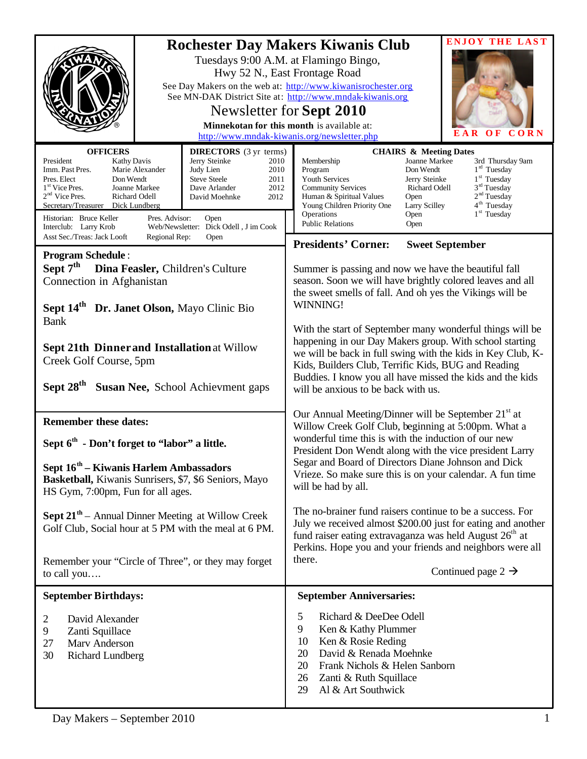# Rochester Day Makers Kiwanis Club

Tuesdays 9:00 A.M. at Flamingo Bingo,
Hwy 52 N., East Frontage Road

See Day Makers on the web at: http://www.kiwanisrochester.org
See MN-DAK District Site at: http://www.mndak-kiwanis.org

## Newsletter for Sept 2010

**Minnekotan for this month** is available at:
http://www.mndak-kiwanis.org/newsletter.php

**ENJOY THE LAST EAR OF CORN**

| OFFICERS | |
|---|---|
| President | Kathy Davis |
| Imm. Past Pres. | Marie Alexander |
| Pres. Elect | Don Wendt |
| 1st Vice Pres. | Joanne Markee |
| 2nd Vice Pres. | Richard Odell |
| Secretary/Treasurer | Dick Lundberg |

| DIRECTORS (3 yr terms) | |
|---|---|
| Jerry Steinke | 2010 |
| Judy Lien | 2010 |
| Steve Steele | 2011 |
| Dave Arlander | 2012 |
| David Moehnke | 2012 |

Historian: Bruce Keller — Pres. Advisor: Open
Interclub: Larry Krob — Web/Newsletter: Dick Odell , J im Cook
Asst Sec./Treas: Jack Looft — Regional Rep: Open

| CHAIRS & Meeting Dates | | |
|---|---|---|
| Membership | Joanne Markee | 3rd Thursday 9am |
| Program | Don Wendt | 1st Tuesday |
| Youth Services | Jerry Steinke | 1st Tuesday |
| Community Services | Richard Odell | 3rd Tuesday |
| Human & Spiritual Values | Open | 2nd Tuesday |
| Young Children Priority One | Larry Scilley | 4th Tuesday |
| Operations | Open | 1st Tuesday |
| Public Relations | Open | |

### Program Schedule:

**Sept 7th Dina Feasler,** Children's Culture Connection in Afghanistan

**Sept 14th Dr. Janet Olson,** Mayo Clinic Bio Bank

**Sept 21th Dinner and Installation** at Willow Creek Golf Course, 5pm

**Sept 28th Susan Nee,** School Achievment gaps

### Remember these dates:

**Sept 6th - Don't forget to "labor" a little.**

**Sept 16th – Kiwanis Harlem Ambassadors Basketball,** Kiwanis Sunrisers, $7, $6 Seniors, Mayo HS Gym, 7:00pm, Fun for all ages.

**Sept 21th** – Annual Dinner Meeting at Willow Creek Golf Club, Social hour at 5 PM with the meal at 6 PM.

Remember your "Circle of Three", or they may forget to call you….

### Presidents' Corner: Sweet September

Summer is passing and now we have the beautiful fall season. Soon we will have brightly colored leaves and all the sweet smells of fall. And oh yes the Vikings will be WINNING!

With the start of September many wonderful things will be happening in our Day Makers group. With school starting we will be back in full swing with the kids in Key Club, K-Kids, Builders Club, Terrific Kids, BUG and Reading Buddies. I know you all have missed the kids and the kids will be anxious to be back with us.

Our Annual Meeting/Dinner will be September 21st at Willow Creek Golf Club, beginning at 5:00pm. What a wonderful time this is with the induction of our new President Don Wendt along with the vice president Larry Segar and Board of Directors Diane Johnson and Dick Vrieze. So make sure this is on your calendar. A fun time will be had by all.

The no-brainer fund raisers continue to be a success. For July we received almost $200.00 just for eating and another fund raiser eating extravaganza was held August 26th at Perkins. Hope you and your friends and neighbors were all there.

Continued page 2 →

### September Birthdays:

- 2 David Alexander
- 9 Zanti Squillace
- 27 Marv Anderson
- 30 Richard Lundberg

### September Anniversaries:

- 5 Richard & DeeDee Odell
- 9 Ken & Kathy Plummer
- 10 Ken & Rosie Reding
- 20 David & Renada Moehnke
- 20 Frank Nichols & Helen Sanborn
- 26 Zanti & Ruth Squillace
- 29 Al & Art Southwick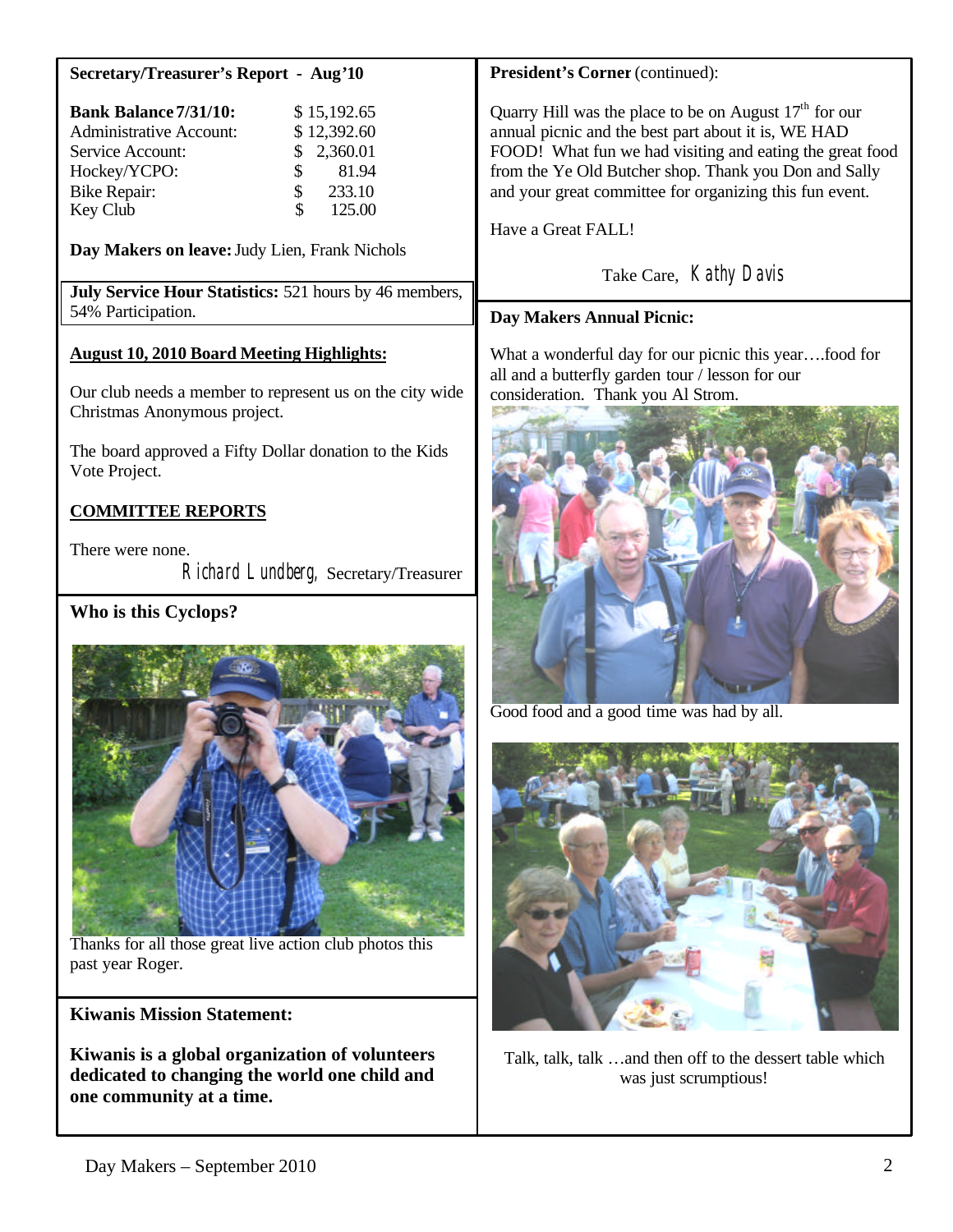## Secretary/Treasurer's Report - Aug'10

| | |
|---|---|
| **Bank Balance 7/31/10:** | $ 15,192.65 |
| Administrative Account: | $ 12,392.60 |
| Service Account: | $ 2,360.01 |
| Hockey/YCPO: | $ 81.94 |
| Bike Repair: | $ 233.10 |
| Key Club | $ 125.00 |

**Day Makers on leave:** Judy Lien, Frank Nichols

**July Service Hour Statistics:** 521 hours by 46 members, 54% Participation.

**August 10, 2010 Board Meeting Highlights:**

Our club needs a member to represent us on the city wide Christmas Anonymous project.

The board approved a Fifty Dollar donation to the Kids Vote Project.

**COMMITTEE REPORTS**

There were none.

Richard Lundberg, Secretary/Treasurer

## Who is this Cyclops?

Thanks for all those great live action club photos this past year Roger.

## Kiwanis Mission Statement:

**Kiwanis is a global organization of volunteers dedicated to changing the world one child and one community at a time.**

## President's Corner (continued):

Quarry Hill was the place to be on August 17th for our annual picnic and the best part about it is, WE HAD FOOD! What fun we had visiting and eating the great food from the Ye Old Butcher shop. Thank you Don and Sally and your great committee for organizing this fun event.

Have a Great FALL!

Take Care, Kathy Davis

## Day Makers Annual Picnic:

What a wonderful day for our picnic this year….food for all and a butterfly garden tour / lesson for our consideration. Thank you Al Strom.

Good food and a good time was had by all.

Talk, talk, talk …and then off to the dessert table which was just scrumptious!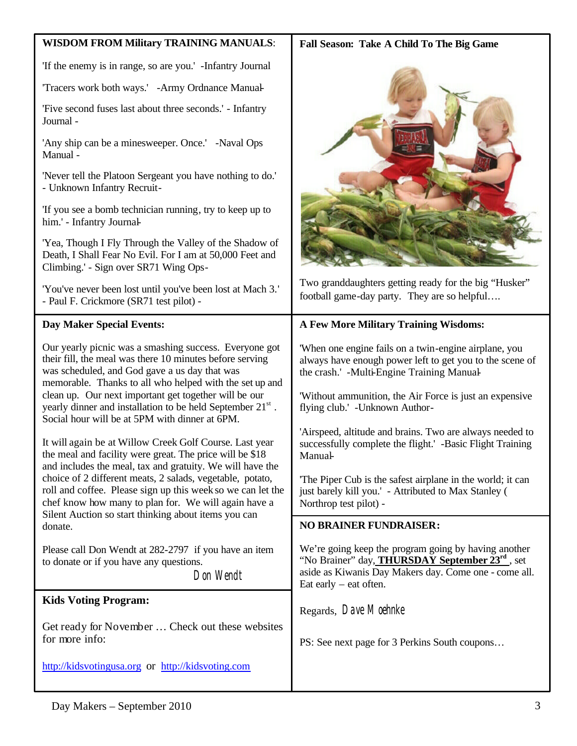**WISDOM FROM Military TRAINING MANUALS**:

'If the enemy is in range, so are you.' -Infantry Journal

'Tracers work both ways.' -Army Ordnance Manual-

'Five second fuses last about three seconds.' - Infantry Journal -

'Any ship can be a minesweeper. Once.' -Naval Ops Manual -

'Never tell the Platoon Sergeant you have nothing to do.' - Unknown Infantry Recruit-

'If you see a bomb technician running, try to keep up to him.' - Infantry Journal-

'Yea, Though I Fly Through the Valley of the Shadow of Death, I Shall Fear No Evil. For I am at 50,000 Feet and Climbing.' - Sign over SR71 Wing Ops-

'You've never been lost until you've been lost at Mach 3.' - Paul F. Crickmore (SR71 test pilot) -

**Fall Season: Take A Child To The Big Game**

Two granddaughters getting ready for the big "Husker" football game-day party. They are so helpful….

**Day Maker Special Events:**

Our yearly picnic was a smashing success. Everyone got their fill, the meal was there 10 minutes before serving was scheduled, and God gave a us day that was memorable. Thanks to all who helped with the set up and clean up. Our next important get together will be our yearly dinner and installation to be held September 21st . Social hour will be at 5PM with dinner at 6PM.

It will again be at Willow Creek Golf Course. Last year the meal and facility were great. The price will be $18 and includes the meal, tax and gratuity. We will have the choice of 2 different meats, 2 salads, vegetable, potato, roll and coffee. Please sign up this week so we can let the chef know how many to plan for. We will again have a Silent Auction so start thinking about items you can donate.

Please call Don Wendt at 282-2797 if you have an item to donate or if you have any questions.

Don Wendt

**A Few More Military Training Wisdoms:**

'When one engine fails on a twin-engine airplane, you always have enough power left to get you to the scene of the crash.' -Multi-Engine Training Manual-

'Without ammunition, the Air Force is just an expensive flying club.' -Unknown Author-

'Airspeed, altitude and brains. Two are always needed to successfully complete the flight.' -Basic Flight Training Manual-

'The Piper Cub is the safest airplane in the world; it can just barely kill you.' - Attributed to Max Stanley ( Northrop test pilot) -

**Kids Voting Program:**

Get ready for November … Check out these websites for more info:

http://kidsvotingusa.org or http://kidsvoting.com

**NO BRAINER FUNDRAISER:**

We're going keep the program going by having another "No Brainer" day, **THURSDAY September 23rd** , set aside as Kiwanis Day Makers day. Come one - come all. Eat early – eat often.

Regards, Dave Moehnke

PS: See next page for 3 Perkins South coupons…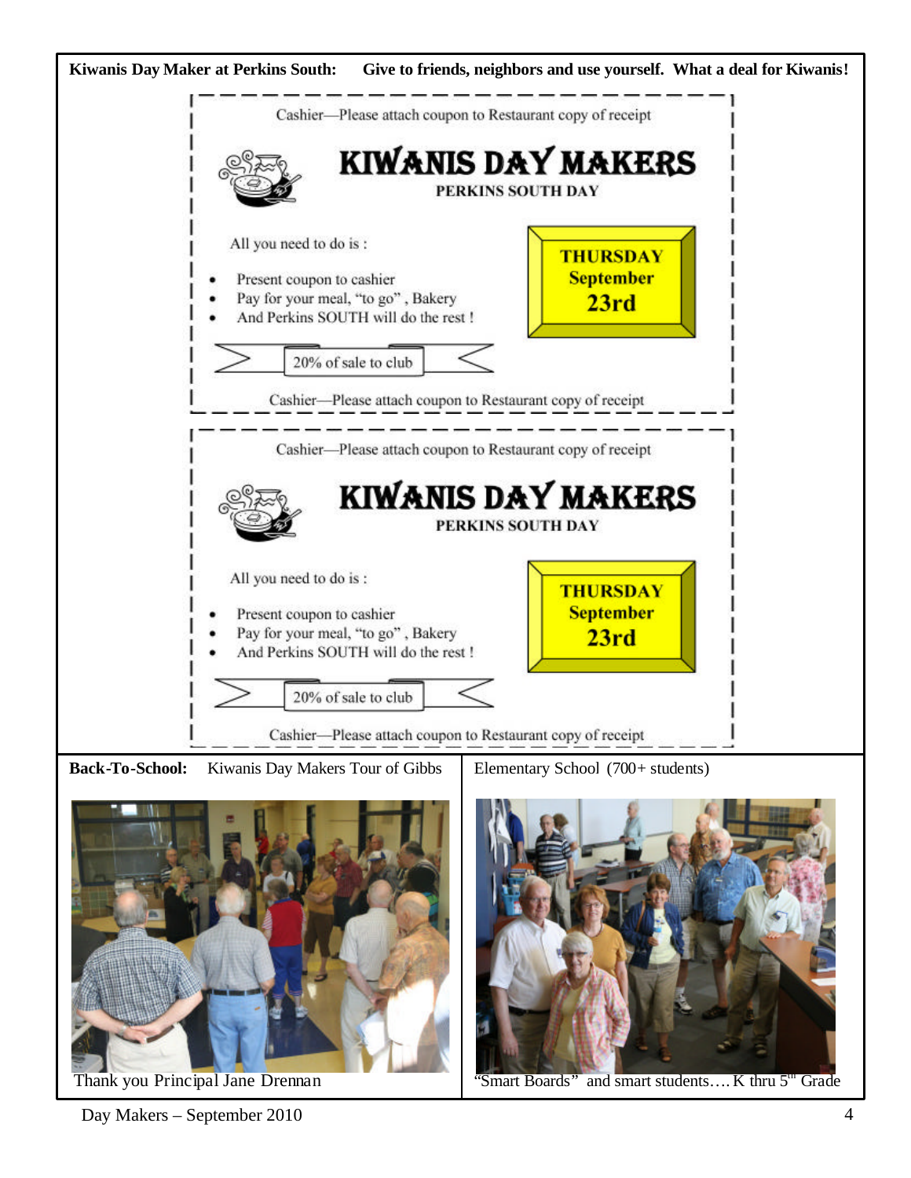**Kiwanis Day Maker at Perkins South:** **Give to friends, neighbors and use yourself. What a deal for Kiwanis!**

Cashier—Please attach coupon to Restaurant copy of receipt

## KIWANIS DAY MAKERS

**PERKINS SOUTH DAY**

All you need to do is :

- Present coupon to cashier
- Pay for your meal, "to go" , Bakery
- And Perkins SOUTH will do the rest !

**THURSDAY September 23rd**

20% of sale to club

Cashier—Please attach coupon to Restaurant copy of receipt

Cashier—Please attach coupon to Restaurant copy of receipt

## KIWANIS DAY MAKERS

**PERKINS SOUTH DAY**

All you need to do is :

- Present coupon to cashier
- Pay for your meal, "to go" , Bakery
- And Perkins SOUTH will do the rest !

**THURSDAY September 23rd**

20% of sale to club

Cashier—Please attach coupon to Restaurant copy of receipt

**Back-To-School:** Kiwanis Day Makers Tour of Gibbs Elementary School (700+ students)

Thank you Principal Jane Drennan

"Smart Boards" and smart students…. K thru 5th Grade